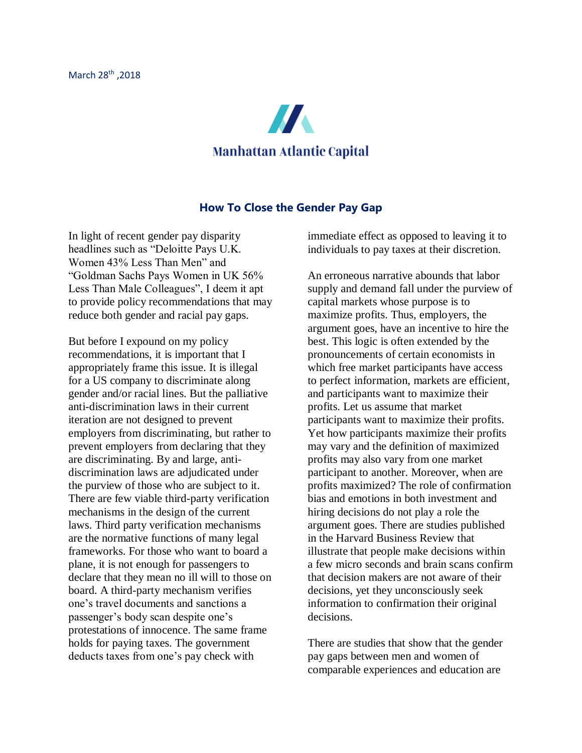March 28th ,2018

Manhattan Atlantic Capital

## How To Close the Gender Pay Gap

In light of recent gender pay disparity headlines such as "Deloitte Pays U.K. Women 43% Less Than Men" and "Goldman Sachs Pays Women in UK 56% Less Than Male Colleagues", I deem it apt to provide policy recommendations that may reduce both gender and racial pay gaps.

But before I expound on my policy recommendations, it is important that I appropriately frame this issue. It is illegal for a US company to discriminate along gender and/or racial lines. But the palliative anti-discrimination laws in their current iteration are not designed to prevent employers from discriminating, but rather to prevent employers from declaring that they are discriminating. By and large, anti-discrimination laws are adjudicated under the purview of those who are subject to it. There are few viable third-party verification mechanisms in the design of the current laws. Third party verification mechanisms are the normative functions of many legal frameworks. For those who want to board a plane, it is not enough for passengers to declare that they mean no ill will to those on board. A third-party mechanism verifies one's travel documents and sanctions a passenger's body scan despite one's protestations of innocence. The same frame holds for paying taxes. The government deducts taxes from one's pay check with immediate effect as opposed to leaving it to individuals to pay taxes at their discretion.

An erroneous narrative abounds that labor supply and demand fall under the purview of capital markets whose purpose is to maximize profits. Thus, employers, the argument goes, have an incentive to hire the best. This logic is often extended by the pronouncements of certain economists in which free market participants have access to perfect information, markets are efficient, and participants want to maximize their profits. Let us assume that market participants want to maximize their profits. Yet how participants maximize their profits may vary and the definition of maximized profits may also vary from one market participant to another. Moreover, when are profits maximized? The role of confirmation bias and emotions in both investment and hiring decisions do not play a role the argument goes. There are studies published in the Harvard Business Review that illustrate that people make decisions within a few micro seconds and brain scans confirm that decision makers are not aware of their decisions, yet they unconsciously seek information to confirmation their original decisions.

There are studies that show that the gender pay gaps between men and women of comparable experiences and education are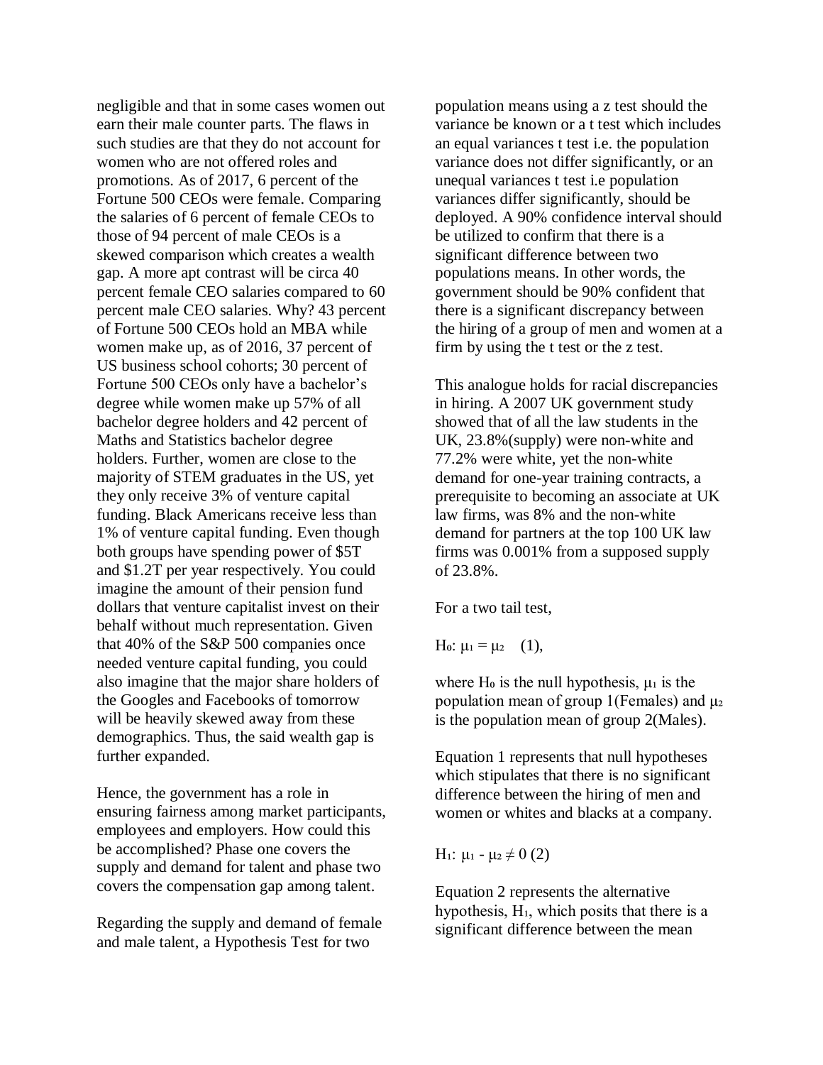negligible and that in some cases women out earn their male counter parts. The flaws in such studies are that they do not account for women who are not offered roles and promotions. As of 2017, 6 percent of the Fortune 500 CEOs were female. Comparing the salaries of 6 percent of female CEOs to those of 94 percent of male CEOs is a skewed comparison which creates a wealth gap. A more apt contrast will be circa 40 percent female CEO salaries compared to 60 percent male CEO salaries. Why? 43 percent of Fortune 500 CEOs hold an MBA while women make up, as of 2016, 37 percent of US business school cohorts; 30 percent of Fortune 500 CEOs only have a bachelor's degree while women make up 57% of all bachelor degree holders and 42 percent of Maths and Statistics bachelor degree holders. Further, women are close to the majority of STEM graduates in the US, yet they only receive 3% of venture capital funding. Black Americans receive less than 1% of venture capital funding. Even though both groups have spending power of $5T and $1.2T per year respectively. You could imagine the amount of their pension fund dollars that venture capitalist invest on their behalf without much representation. Given that 40% of the S&P 500 companies once needed venture capital funding, you could also imagine that the major share holders of the Googles and Facebooks of tomorrow will be heavily skewed away from these demographics. Thus, the said wealth gap is further expanded.

Hence, the government has a role in ensuring fairness among market participants, employees and employers. How could this be accomplished? Phase one covers the supply and demand for talent and phase two covers the compensation gap among talent.

Regarding the supply and demand of female and male talent, a Hypothesis Test for two population means using a z test should the variance be known or a t test which includes an equal variances t test i.e. the population variance does not differ significantly, or an unequal variances t test i.e population variances differ significantly, should be deployed. A 90% confidence interval should be utilized to confirm that there is a significant difference between two populations means. In other words, the government should be 90% confident that there is a significant discrepancy between the hiring of a group of men and women at a firm by using the t test or the z test.

This analogue holds for racial discrepancies in hiring. A 2007 UK government study showed that of all the law students in the UK, 23.8%(supply) were non-white and 77.2% were white, yet the non-white demand for one-year training contracts, a prerequisite to becoming an associate at UK law firms, was 8% and the non-white demand for partners at the top 100 UK law firms was 0.001% from a supposed supply of 23.8%.

For a two tail test,

$H_0$: $\mu_1 = \mu_2$ (1),

where $H_0$ is the null hypothesis, $\mu_1$ is the population mean of group 1(Females) and $\mu_2$ is the population mean of group 2(Males).

Equation 1 represents that null hypotheses which stipulates that there is no significant difference between the hiring of men and women or whites and blacks at a company.

$H_1$: $\mu_1 - \mu_2 \neq 0$ (2)

Equation 2 represents the alternative hypothesis, $H_1$, which posits that there is a significant difference between the mean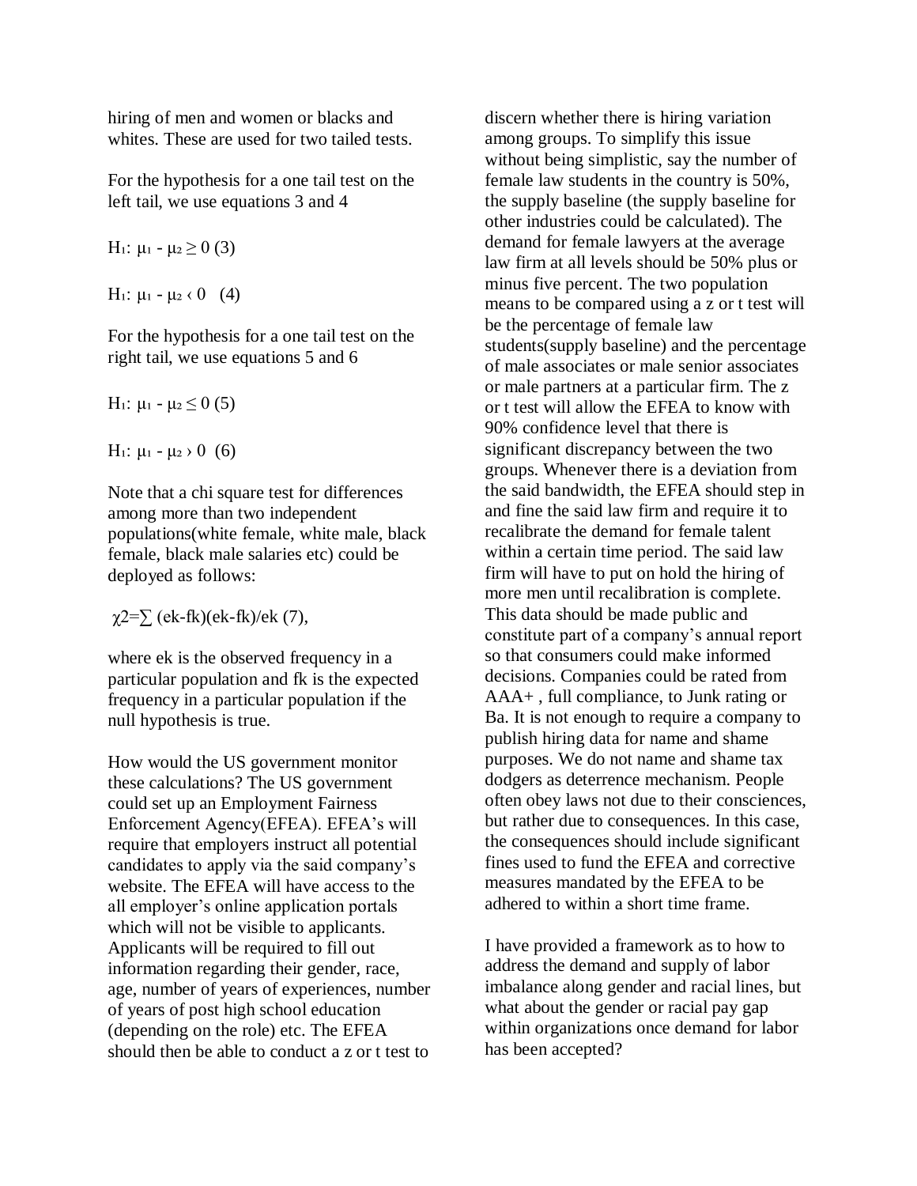hiring of men and women or blacks and whites. These are used for two tailed tests.

For the hypothesis for a one tail test on the left tail, we use equations 3 and 4

$H_1$: $\mu_1 - \mu_2 \geq 0$ (3)

$H_1$: $\mu_1 - \mu_2 < 0$ (4)

For the hypothesis for a one tail test on the right tail, we use equations 5 and 6

$H_1$: $\mu_1 - \mu_2 \leq 0$ (5)

$H_1$: $\mu_1 - \mu_2 > 0$ (6)

Note that a chi square test for differences among more than two independent populations(white female, white male, black female, black male salaries etc) could be deployed as follows:

$\chi 2 = \sum (ek-fk)(ek-fk)/ek$ (7),

where ek is the observed frequency in a particular population and fk is the expected frequency in a particular population if the null hypothesis is true.

How would the US government monitor these calculations? The US government could set up an Employment Fairness Enforcement Agency(EFEA). EFEA's will require that employers instruct all potential candidates to apply via the said company's website. The EFEA will have access to the all employer's online application portals which will not be visible to applicants. Applicants will be required to fill out information regarding their gender, race, age, number of years of experiences, number of years of post high school education (depending on the role) etc. The EFEA should then be able to conduct a z or t test to discern whether there is hiring variation among groups. To simplify this issue without being simplistic, say the number of female law students in the country is 50%, the supply baseline (the supply baseline for other industries could be calculated). The demand for female lawyers at the average law firm at all levels should be 50% plus or minus five percent. The two population means to be compared using a z or t test will be the percentage of female law students(supply baseline) and the percentage of male associates or male senior associates or male partners at a particular firm. The z or t test will allow the EFEA to know with 90% confidence level that there is significant discrepancy between the two groups. Whenever there is a deviation from the said bandwidth, the EFEA should step in and fine the said law firm and require it to recalibrate the demand for female talent within a certain time period. The said law firm will have to put on hold the hiring of more men until recalibration is complete. This data should be made public and constitute part of a company's annual report so that consumers could make informed decisions. Companies could be rated from AAA+ , full compliance, to Junk rating or Ba. It is not enough to require a company to publish hiring data for name and shame purposes. We do not name and shame tax dodgers as deterrence mechanism. People often obey laws not due to their consciences, but rather due to consequences. In this case, the consequences should include significant fines used to fund the EFEA and corrective measures mandated by the EFEA to be adhered to within a short time frame.

I have provided a framework as to how to address the demand and supply of labor imbalance along gender and racial lines, but what about the gender or racial pay gap within organizations once demand for labor has been accepted?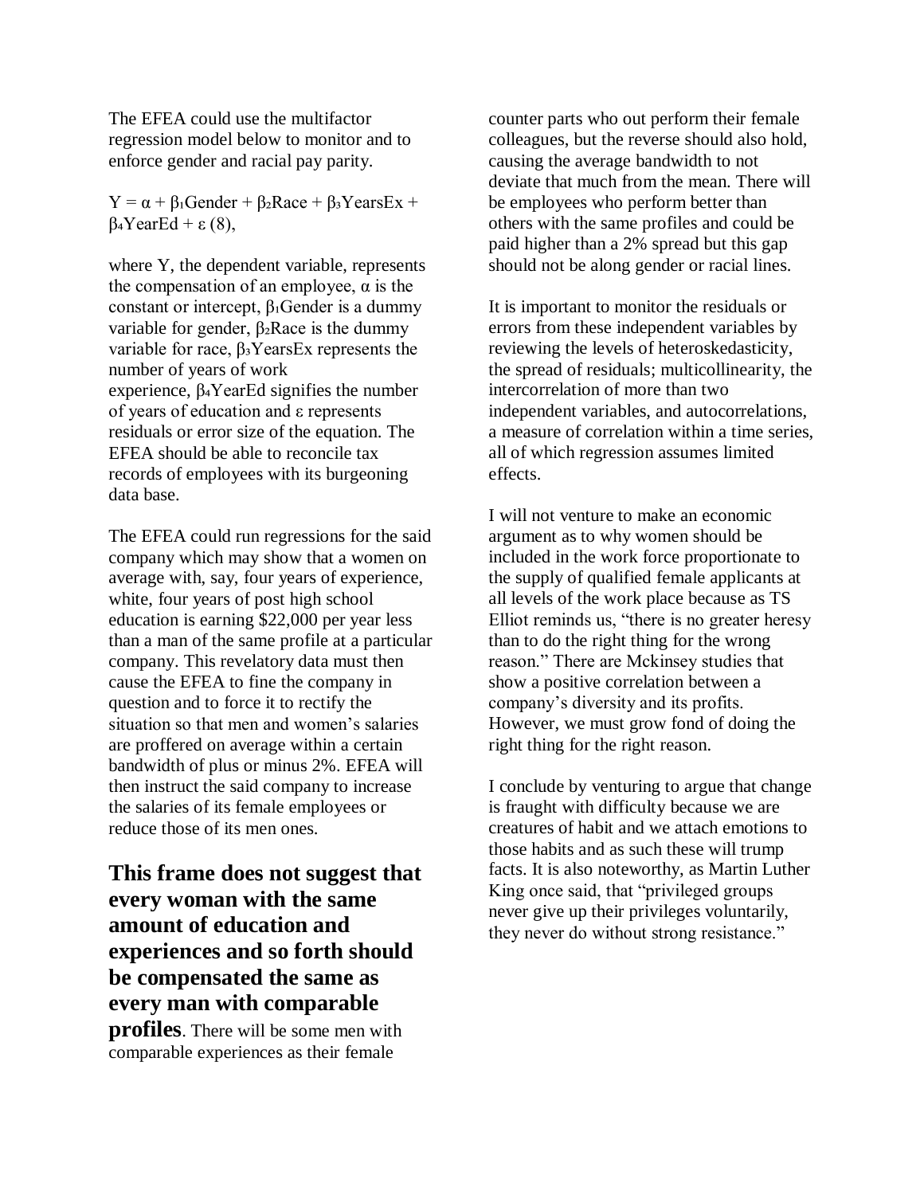The EFEA could use the multifactor regression model below to monitor and to enforce gender and racial pay parity.

$Y = \alpha + \beta_1 Gender + \beta_2 Race + \beta_3 YearsEx + \beta_4 YearEd + \varepsilon$ (8),

where Y, the dependent variable, represents the compensation of an employee, $\alpha$ is the constant or intercept, $\beta_1$Gender is a dummy variable for gender, $\beta_2$Race is the dummy variable for race, $\beta_3$YearsEx represents the number of years of work experience, $\beta_4$YearEd signifies the number of years of education and $\varepsilon$ represents residuals or error size of the equation. The EFEA should be able to reconcile tax records of employees with its burgeoning data base.

The EFEA could run regressions for the said company which may show that a women on average with, say, four years of experience, white, four years of post high school education is earning $22,000 per year less than a man of the same profile at a particular company. This revelatory data must then cause the EFEA to fine the company in question and to force it to rectify the situation so that men and women's salaries are proffered on average within a certain bandwidth of plus or minus 2%. EFEA will then instruct the said company to increase the salaries of its female employees or reduce those of its men ones.

**This frame does not suggest that every woman with the same amount of education and experiences and so forth should be compensated the same as every man with comparable profiles**. There will be some men with comparable experiences as their female counter parts who out perform their female colleagues, but the reverse should also hold, causing the average bandwidth to not deviate that much from the mean. There will be employees who perform better than others with the same profiles and could be paid higher than a 2% spread but this gap should not be along gender or racial lines.

It is important to monitor the residuals or errors from these independent variables by reviewing the levels of heteroskedasticity, the spread of residuals; multicollinearity, the intercorrelation of more than two independent variables, and autocorrelations, a measure of correlation within a time series, all of which regression assumes limited effects.

I will not venture to make an economic argument as to why women should be included in the work force proportionate to the supply of qualified female applicants at all levels of the work place because as TS Elliot reminds us, "there is no greater heresy than to do the right thing for the wrong reason." There are Mckinsey studies that show a positive correlation between a company's diversity and its profits. However, we must grow fond of doing the right thing for the right reason.

I conclude by venturing to argue that change is fraught with difficulty because we are creatures of habit and we attach emotions to those habits and as such these will trump facts. It is also noteworthy, as Martin Luther King once said, that "privileged groups never give up their privileges voluntarily, they never do without strong resistance."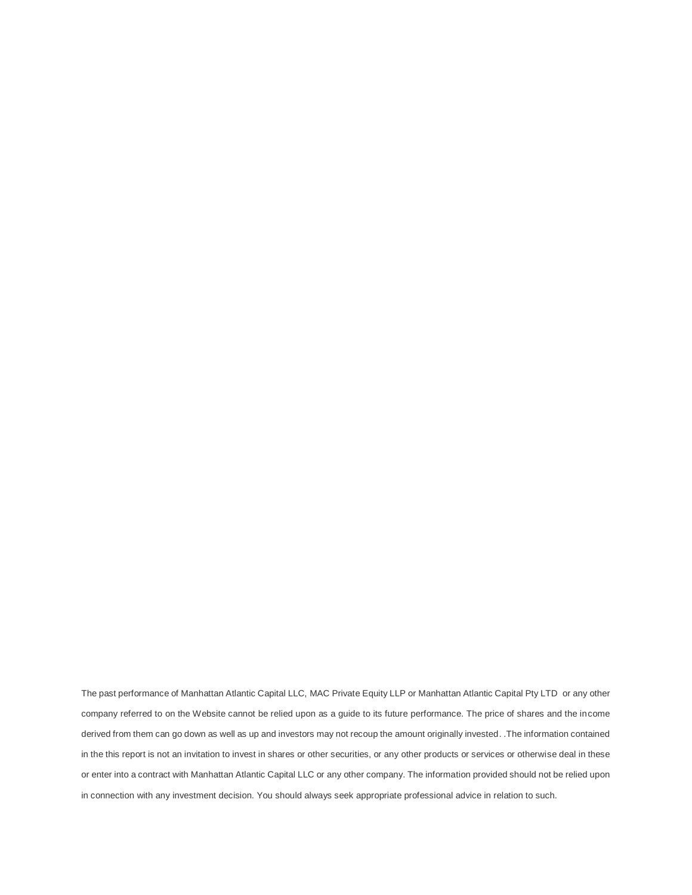The past performance of Manhattan Atlantic Capital LLC, MAC Private Equity LLP or Manhattan Atlantic Capital Pty LTD or any other company referred to on the Website cannot be relied upon as a guide to its future performance. The price of shares and the income derived from them can go down as well as up and investors may not recoup the amount originally invested. .The information contained in the this report is not an invitation to invest in shares or other securities, or any other products or services or otherwise deal in these or enter into a contract with Manhattan Atlantic Capital LLC or any other company. The information provided should not be relied upon in connection with any investment decision. You should always seek appropriate professional advice in relation to such.